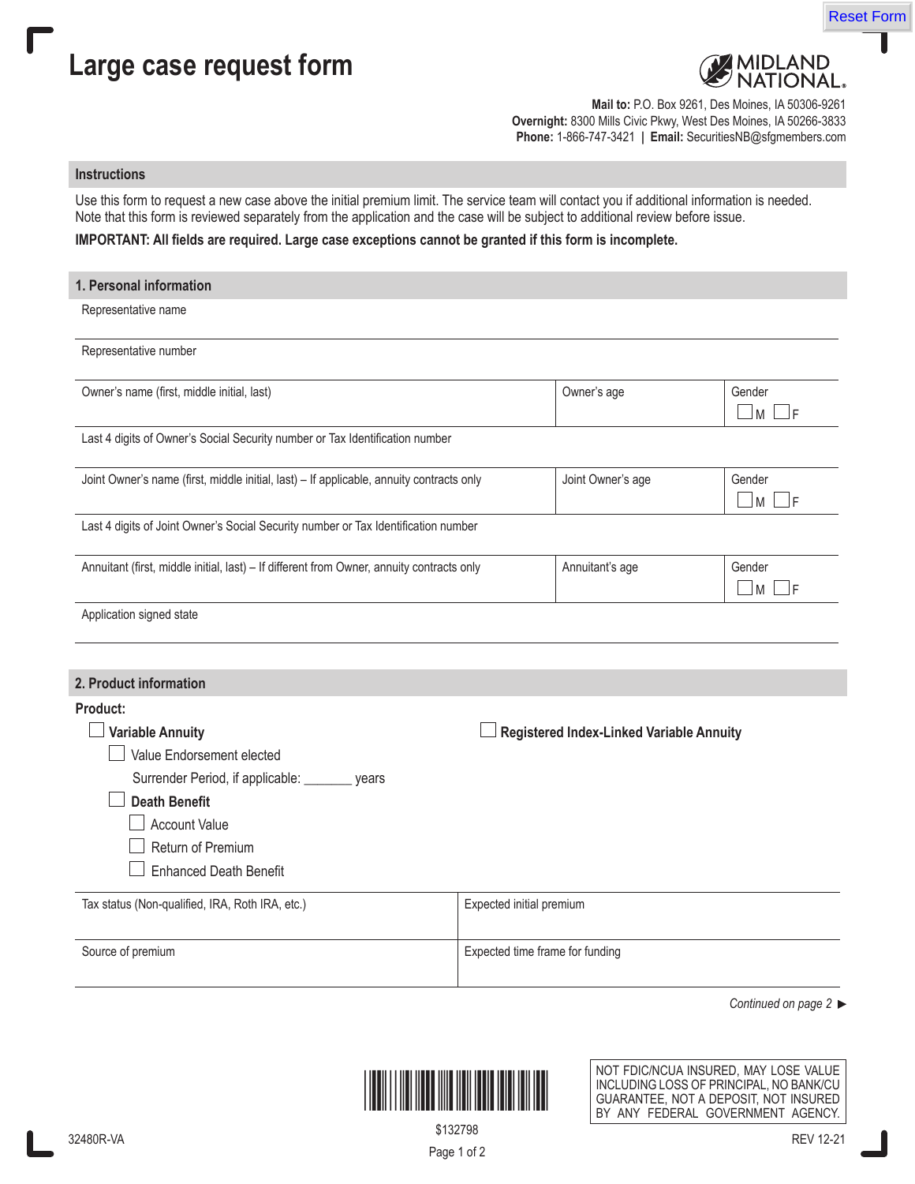# Large case request form

**MIDLAND NATIONAL.**

**Mail to:** P.O. Box 9261, Des Moines, IA 50306-9261
**Overnight:** 8300 Mills Civic Pkwy, West Des Moines, IA 50266-3833
**Phone:** 1-866-747-3421 | **Email:** SecuritiesNB@sfgmembers.com

## Instructions

Use this form to request a new case above the initial premium limit. The service team will contact you if additional information is needed. Note that this form is reviewed separately from the application and the case will be subject to additional review before issue.

**IMPORTANT: All fields are required. Large case exceptions cannot be granted if this form is incomplete.**

## 1. Personal information

Representative name

Representative number

| Owner's name (first, middle initial, last) | Owner's age | Gender ☐ M ☐ F |
|---|---|---|

Last 4 digits of Owner's Social Security number or Tax Identification number

| Joint Owner's name (first, middle initial, last) – If applicable, annuity contracts only | Joint Owner's age | Gender ☐ M ☐ F |
|---|---|---|

Last 4 digits of Joint Owner's Social Security number or Tax Identification number

| Annuitant (first, middle initial, last) – If different from Owner, annuity contracts only | Annuitant's age | Gender ☐ M ☐ F |
|---|---|---|

Application signed state

## 2. Product information

**Product:**

- ☐ **Variable Annuity**
  - ☐ Value Endorsement elected
    - Surrender Period, if applicable: _______ years
  - ☐ **Death Benefit**
    - ☐ Account Value
    - ☐ Return of Premium
    - ☐ Enhanced Death Benefit
- ☐ **Registered Index-Linked Variable Annuity**

| Tax status (Non-qualified, IRA, Roth IRA, etc.) | Expected initial premium |
|---|---|
| **Source of premium** | **Expected time frame for funding** |

*Continued on page 2* ▶

NOT FDIC/NCUA INSURED, MAY LOSE VALUE INCLUDING LOSS OF PRINCIPAL, NO BANK/CU GUARANTEE, NOT A DEPOSIT, NOT INSURED BY ANY FEDERAL GOVERNMENT AGENCY.

32480R-VA $132798 REV 12-21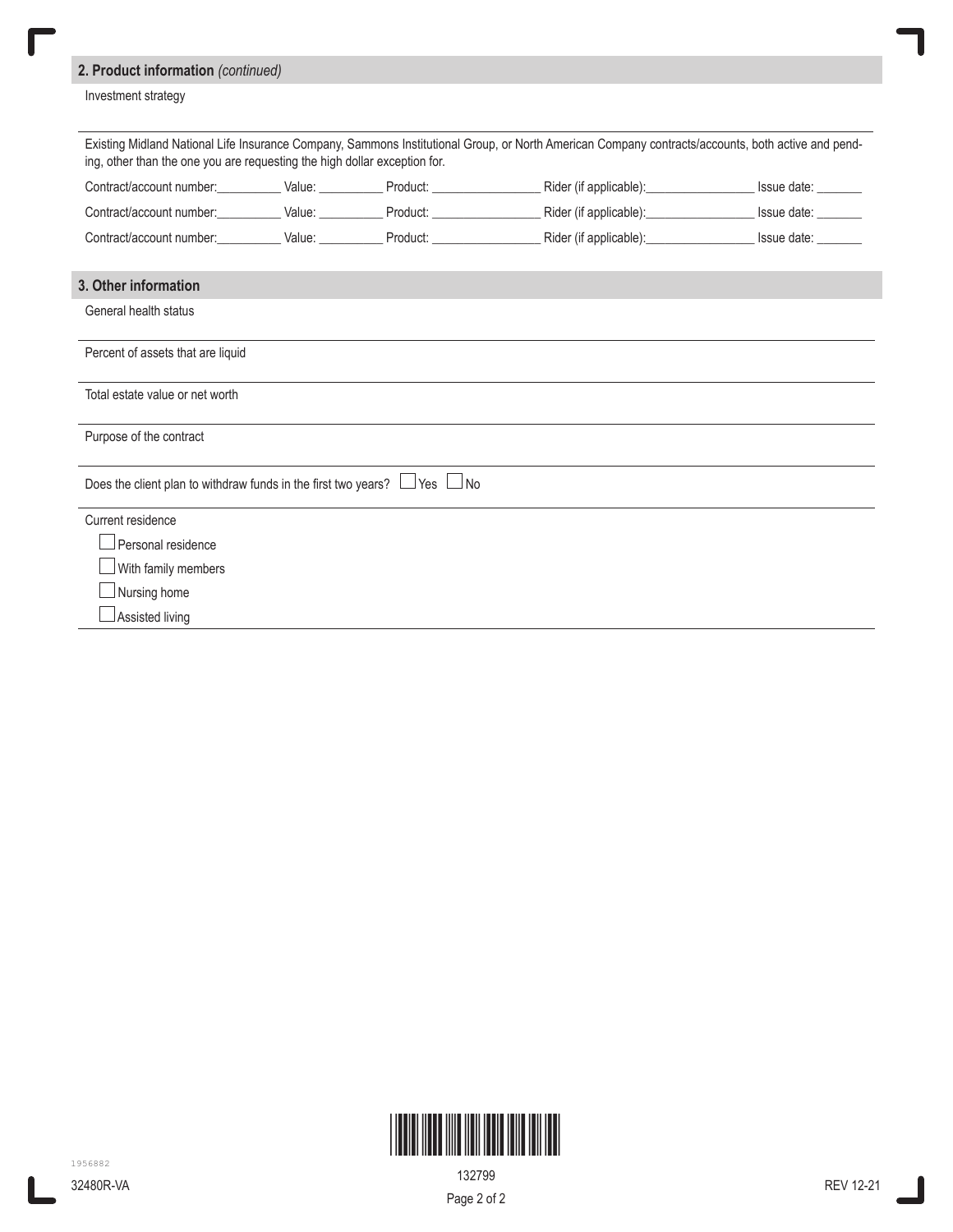## 2. Product information *(continued)*

Investment strategy

Existing Midland National Life Insurance Company, Sammons Institutional Group, or North American Company contracts/accounts, both active and pending, other than the one you are requesting the high dollar exception for.

Contract/account number:__________ Value: __________ Product: _________________ Rider (if applicable):_________________ Issue date: _______

Contract/account number:__________ Value: __________ Product: _________________ Rider (if applicable):_________________ Issue date: _______

Contract/account number:__________ Value: __________ Product: _________________ Rider (if applicable):_________________ Issue date: _______

## 3. Other information

General health status

Percent of assets that are liquid

Total estate value or net worth

Purpose of the contract

Does the client plan to withdraw funds in the first two years? ☐ Yes ☐ No

Current residence

☐ Personal residence

☐ With family members

☐ Nursing home

☐ Assisted living

1956882

32480R-VA

132799

REV 12-21